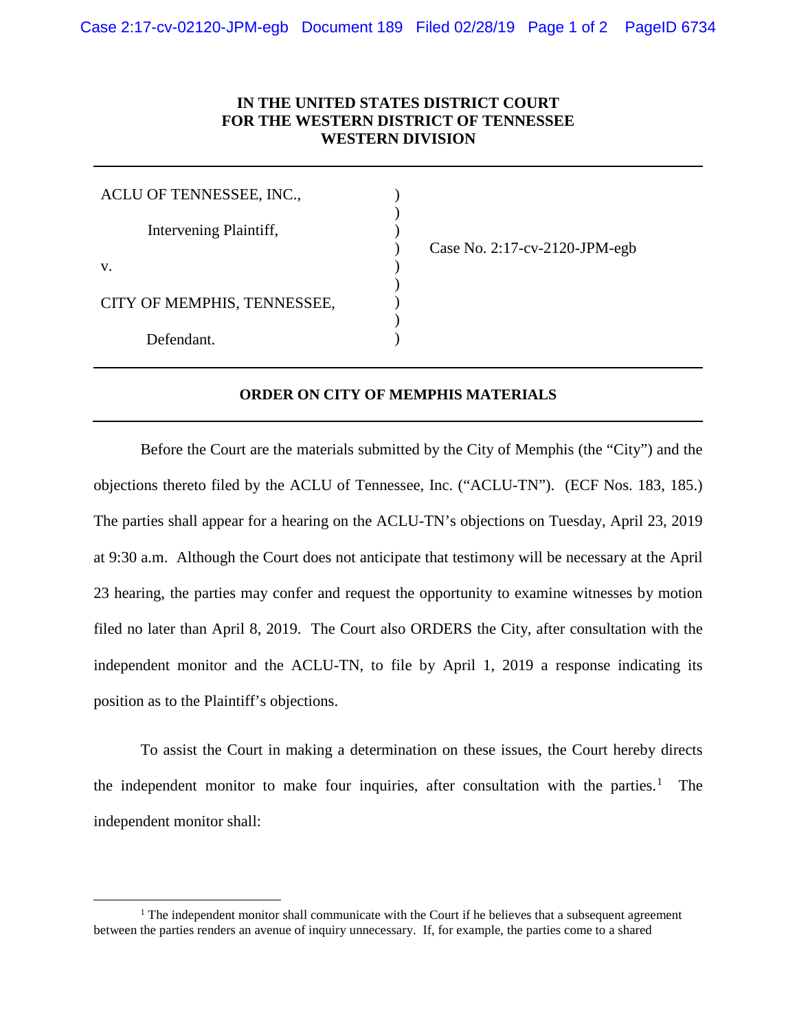**IN THE UNITED STATES DISTRICT COURT**
**FOR THE WESTERN DISTRICT OF TENNESSEE**
**WESTERN DIVISION**

---

ACLU OF TENNESSEE, INC.,

Intervening Plaintiff,

v.

CITY OF MEMPHIS, TENNESSEE,

Defendant.

Case No. 2:17-cv-2120-JPM-egb

---

**ORDER ON CITY OF MEMPHIS MATERIALS**

---

Before the Court are the materials submitted by the City of Memphis (the "City") and the objections thereto filed by the ACLU of Tennessee, Inc. ("ACLU-TN"). (ECF Nos. 183, 185.) The parties shall appear for a hearing on the ACLU-TN's objections on Tuesday, April 23, 2019 at 9:30 a.m. Although the Court does not anticipate that testimony will be necessary at the April 23 hearing, the parties may confer and request the opportunity to examine witnesses by motion filed no later than April 8, 2019. The Court also ORDERS the City, after consultation with the independent monitor and the ACLU-TN, to file by April 1, 2019 a response indicating its position as to the Plaintiff's objections.

To assist the Court in making a determination on these issues, the Court hereby directs the independent monitor to make four inquiries, after consultation with the parties.[1] The independent monitor shall:

[1] The independent monitor shall communicate with the Court if he believes that a subsequent agreement between the parties renders an avenue of inquiry unnecessary. If, for example, the parties come to a shared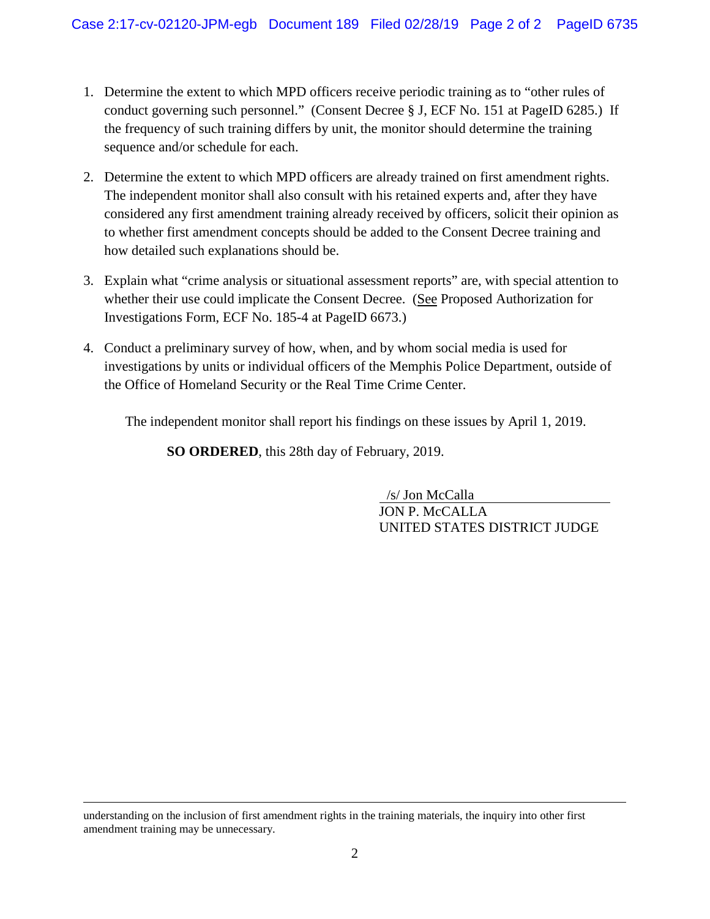1. Determine the extent to which MPD officers receive periodic training as to "other rules of conduct governing such personnel." (Consent Decree § J, ECF No. 151 at PageID 6285.) If the frequency of such training differs by unit, the monitor should determine the training sequence and/or schedule for each.

2. Determine the extent to which MPD officers are already trained on first amendment rights. The independent monitor shall also consult with his retained experts and, after they have considered any first amendment training already received by officers, solicit their opinion as to whether first amendment concepts should be added to the Consent Decree training and how detailed such explanations should be.

3. Explain what "crime analysis or situational assessment reports" are, with special attention to whether their use could implicate the Consent Decree. (See Proposed Authorization for Investigations Form, ECF No. 185-4 at PageID 6673.)

4. Conduct a preliminary survey of how, when, and by whom social media is used for investigations by units or individual officers of the Memphis Police Department, outside of the Office of Homeland Security or the Real Time Crime Center.

The independent monitor shall report his findings on these issues by April 1, 2019.

**SO ORDERED**, this 28th day of February, 2019.

/s/ Jon McCalla
JON P. McCALLA
UNITED STATES DISTRICT JUDGE

---

understanding on the inclusion of first amendment rights in the training materials, the inquiry into other first amendment training may be unnecessary.